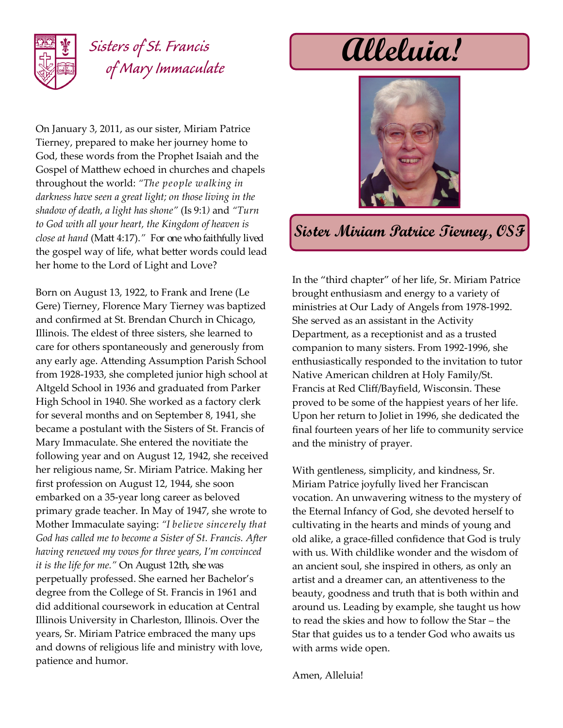Sisters of St. Francis of Mary Immaculate

# Alleluia!

## Sister Miriam Patrice Tierney, OSF

On January 3, 2011, as our sister, Miriam Patrice Tierney, prepared to make her journey home to God, these words from the Prophet Isaiah and the Gospel of Matthew echoed in churches and chapels throughout the world: *"The people walking in darkness have seen a great light; on those living in the shadow of death, a light has shone"* (Is 9:1) and *"Turn to God with all your heart, the Kingdom of heaven is close at hand* (Matt 4:17)." For one who faithfully lived the gospel way of life, what better words could lead her home to the Lord of Light and Love?

Born on August 13, 1922, to Frank and Irene (Le Gere) Tierney, Florence Mary Tierney was baptized and confirmed at St. Brendan Church in Chicago, Illinois. The eldest of three sisters, she learned to care for others spontaneously and generously from any early age. Attending Assumption Parish School from 1928-1933, she completed junior high school at Altgeld School in 1936 and graduated from Parker High School in 1940. She worked as a factory clerk for several months and on September 8, 1941, she became a postulant with the Sisters of St. Francis of Mary Immaculate. She entered the novitiate the following year and on August 12, 1942, she received her religious name, Sr. Miriam Patrice. Making her first profession on August 12, 1944, she soon embarked on a 35-year long career as beloved primary grade teacher. In May of 1947, she wrote to Mother Immaculate saying: *"I believe sincerely that God has called me to become a Sister of St. Francis. After having renewed my vows for three years, I'm convinced it is the life for me."* On August 12th, she was perpetually professed. She earned her Bachelor's degree from the College of St. Francis in 1961 and did additional coursework in education at Central Illinois University in Charleston, Illinois. Over the years, Sr. Miriam Patrice embraced the many ups and downs of religious life and ministry with love, patience and humor.

In the "third chapter" of her life, Sr. Miriam Patrice brought enthusiasm and energy to a variety of ministries at Our Lady of Angels from 1978-1992. She served as an assistant in the Activity Department, as a receptionist and as a trusted companion to many sisters. From 1992-1996, she enthusiastically responded to the invitation to tutor Native American children at Holy Family/St. Francis at Red Cliff/Bayfield, Wisconsin. These proved to be some of the happiest years of her life. Upon her return to Joliet in 1996, she dedicated the final fourteen years of her life to community service and the ministry of prayer.

With gentleness, simplicity, and kindness, Sr. Miriam Patrice joyfully lived her Franciscan vocation. An unwavering witness to the mystery of the Eternal Infancy of God, she devoted herself to cultivating in the hearts and minds of young and old alike, a grace-filled confidence that God is truly with us. With childlike wonder and the wisdom of an ancient soul, she inspired in others, as only an artist and a dreamer can, an attentiveness to the beauty, goodness and truth that is both within and around us. Leading by example, she taught us how to read the skies and how to follow the Star – the Star that guides us to a tender God who awaits us with arms wide open.

Amen, Alleluia!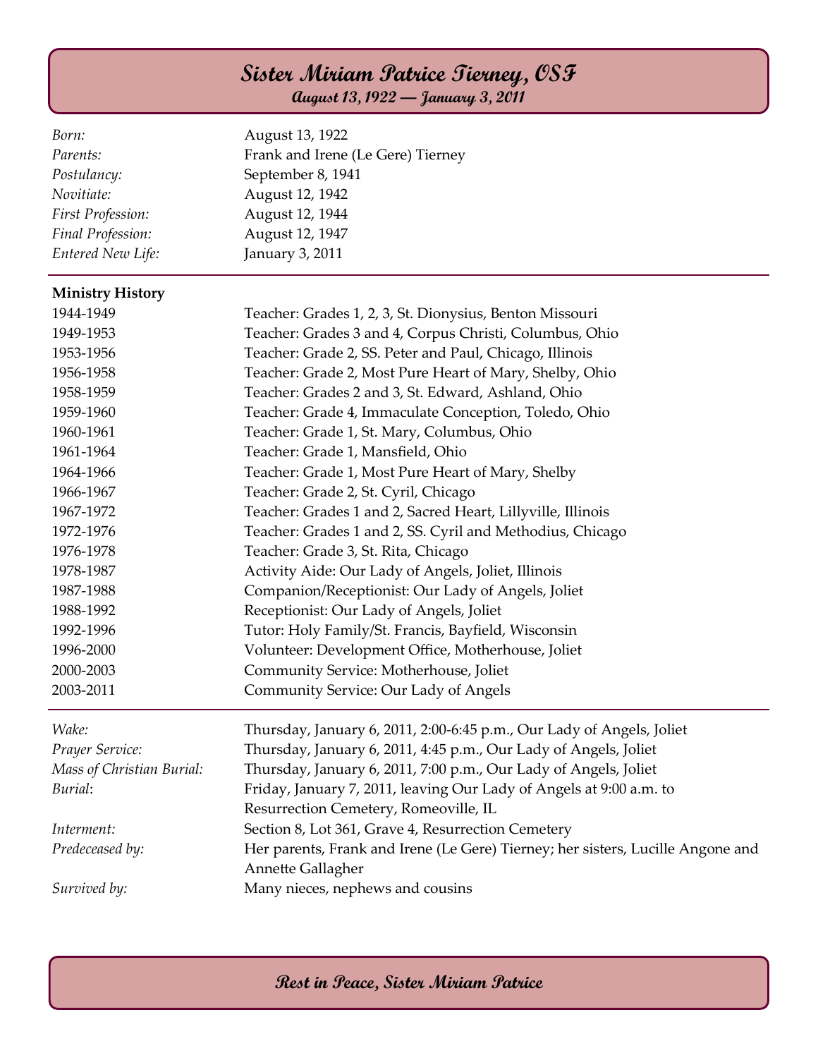# Sister Miriam Patrice Tierney, OSF

**August 13, 1922 — January 3, 2011**

| | |
|---|---|
| *Born:* | August 13, 1922 |
| *Parents:* | Frank and Irene (Le Gere) Tierney |
| *Postulancy:* | September 8, 1941 |
| *Novitiate:* | August 12, 1942 |
| *First Profession:* | August 12, 1944 |
| *Final Profession:* | August 12, 1947 |
| *Entered New Life:* | January 3, 2011 |

**Ministry History**

| | |
|---|---|
| 1944-1949 | Teacher: Grades 1, 2, 3, St. Dionysius, Benton Missouri |
| 1949-1953 | Teacher: Grades 3 and 4, Corpus Christi, Columbus, Ohio |
| 1953-1956 | Teacher: Grade 2, SS. Peter and Paul, Chicago, Illinois |
| 1956-1958 | Teacher: Grade 2, Most Pure Heart of Mary, Shelby, Ohio |
| 1958-1959 | Teacher: Grades 2 and 3, St. Edward, Ashland, Ohio |
| 1959-1960 | Teacher: Grade 4, Immaculate Conception, Toledo, Ohio |
| 1960-1961 | Teacher: Grade 1, St. Mary, Columbus, Ohio |
| 1961-1964 | Teacher: Grade 1, Mansfield, Ohio |
| 1964-1966 | Teacher: Grade 1, Most Pure Heart of Mary, Shelby |
| 1966-1967 | Teacher: Grade 2, St. Cyril, Chicago |
| 1967-1972 | Teacher: Grades 1 and 2, Sacred Heart, Lillyville, Illinois |
| 1972-1976 | Teacher: Grades 1 and 2, SS. Cyril and Methodius, Chicago |
| 1976-1978 | Teacher: Grade 3, St. Rita, Chicago |
| 1978-1987 | Activity Aide: Our Lady of Angels, Joliet, Illinois |
| 1987-1988 | Companion/Receptionist: Our Lady of Angels, Joliet |
| 1988-1992 | Receptionist: Our Lady of Angels, Joliet |
| 1992-1996 | Tutor: Holy Family/St. Francis, Bayfield, Wisconsin |
| 1996-2000 | Volunteer: Development Office, Motherhouse, Joliet |
| 2000-2003 | Community Service: Motherhouse, Joliet |
| 2003-2011 | Community Service: Our Lady of Angels |

| | |
|---|---|
| *Wake:* | Thursday, January 6, 2011, 2:00-6:45 p.m., Our Lady of Angels, Joliet |
| *Prayer Service:* | Thursday, January 6, 2011, 4:45 p.m., Our Lady of Angels, Joliet |
| *Mass of Christian Burial:* | Thursday, January 6, 2011, 7:00 p.m., Our Lady of Angels, Joliet |
| *Burial:* | Friday, January 7, 2011, leaving Our Lady of Angels at 9:00 a.m. to Resurrection Cemetery, Romeoville, IL |
| *Interment:* | Section 8, Lot 361, Grave 4, Resurrection Cemetery |
| *Predeceased by:* | Her parents, Frank and Irene (Le Gere) Tierney; her sisters, Lucille Angone and Annette Gallagher |
| *Survived by:* | Many nieces, nephews and cousins |

**Rest in Peace, Sister Miriam Patrice**